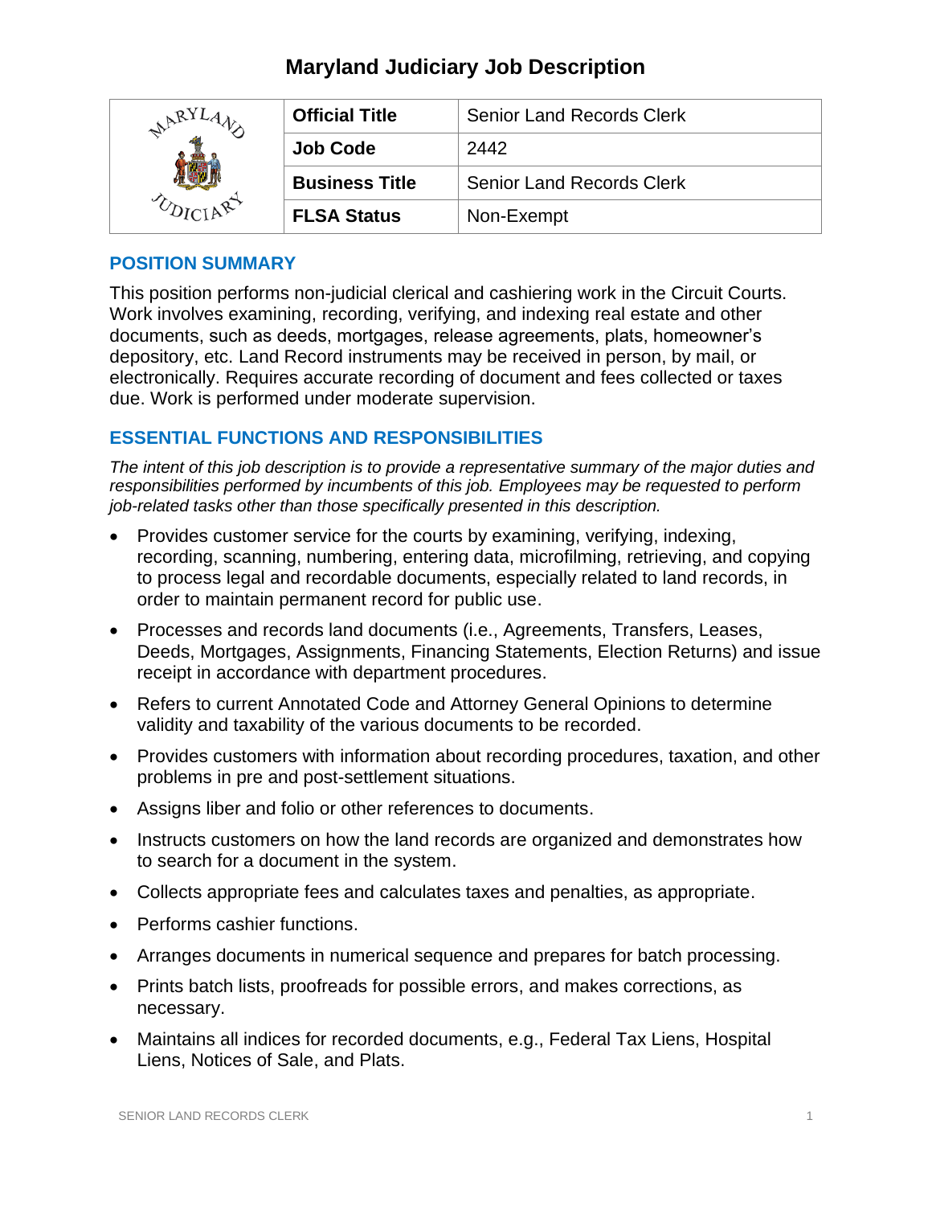# Maryland Judiciary Job Description

| | | |
|---|---|---|
| | **Official Title** | Senior Land Records Clerk |
| | **Job Code** | 2442 |
| | **Business Title** | Senior Land Records Clerk |
| | **FLSA Status** | Non-Exempt |

## POSITION SUMMARY

This position performs non-judicial clerical and cashiering work in the Circuit Courts. Work involves examining, recording, verifying, and indexing real estate and other documents, such as deeds, mortgages, release agreements, plats, homeowner's depository, etc. Land Record instruments may be received in person, by mail, or electronically. Requires accurate recording of document and fees collected or taxes due. Work is performed under moderate supervision.

## ESSENTIAL FUNCTIONS AND RESPONSIBILITIES

*The intent of this job description is to provide a representative summary of the major duties and responsibilities performed by incumbents of this job. Employees may be requested to perform job-related tasks other than those specifically presented in this description.*

- Provides customer service for the courts by examining, verifying, indexing, recording, scanning, numbering, entering data, microfilming, retrieving, and copying to process legal and recordable documents, especially related to land records, in order to maintain permanent record for public use.
- Processes and records land documents (i.e., Agreements, Transfers, Leases, Deeds, Mortgages, Assignments, Financing Statements, Election Returns) and issue receipt in accordance with department procedures.
- Refers to current Annotated Code and Attorney General Opinions to determine validity and taxability of the various documents to be recorded.
- Provides customers with information about recording procedures, taxation, and other problems in pre and post-settlement situations.
- Assigns liber and folio or other references to documents.
- Instructs customers on how the land records are organized and demonstrates how to search for a document in the system.
- Collects appropriate fees and calculates taxes and penalties, as appropriate.
- Performs cashier functions.
- Arranges documents in numerical sequence and prepares for batch processing.
- Prints batch lists, proofreads for possible errors, and makes corrections, as necessary.
- Maintains all indices for recorded documents, e.g., Federal Tax Liens, Hospital Liens, Notices of Sale, and Plats.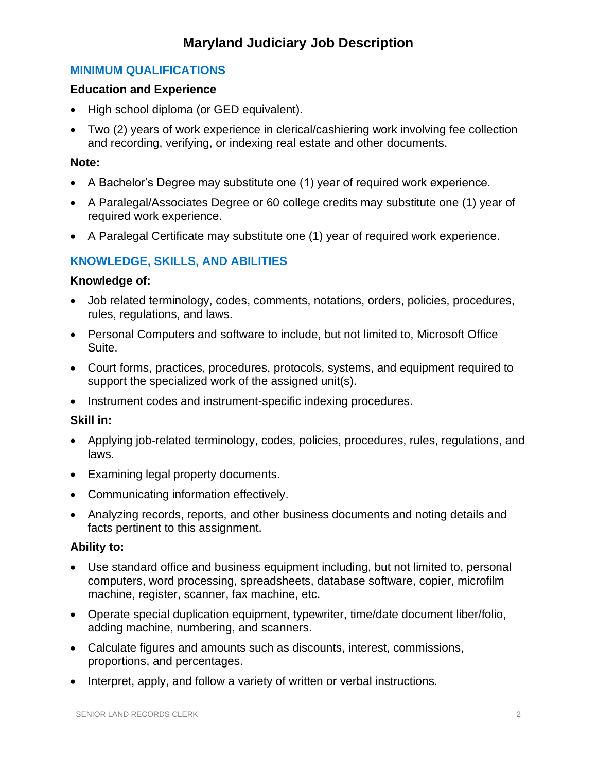# Maryland Judiciary Job Description

## MINIMUM QUALIFICATIONS

### Education and Experience

- High school diploma (or GED equivalent).
- Two (2) years of work experience in clerical/cashiering work involving fee collection and recording, verifying, or indexing real estate and other documents.

### Note:

- A Bachelor's Degree may substitute one (1) year of required work experience.
- A Paralegal/Associates Degree or 60 college credits may substitute one (1) year of required work experience.
- A Paralegal Certificate may substitute one (1) year of required work experience.

## KNOWLEDGE, SKILLS, AND ABILITIES

### Knowledge of:

- Job related terminology, codes, comments, notations, orders, policies, procedures, rules, regulations, and laws.
- Personal Computers and software to include, but not limited to, Microsoft Office Suite.
- Court forms, practices, procedures, protocols, systems, and equipment required to support the specialized work of the assigned unit(s).
- Instrument codes and instrument-specific indexing procedures.

### Skill in:

- Applying job-related terminology, codes, policies, procedures, rules, regulations, and laws.
- Examining legal property documents.
- Communicating information effectively.
- Analyzing records, reports, and other business documents and noting details and facts pertinent to this assignment.

### Ability to:

- Use standard office and business equipment including, but not limited to, personal computers, word processing, spreadsheets, database software, copier, microfilm machine, register, scanner, fax machine, etc.
- Operate special duplication equipment, typewriter, time/date document liber/folio, adding machine, numbering, and scanners.
- Calculate figures and amounts such as discounts, interest, commissions, proportions, and percentages.
- Interpret, apply, and follow a variety of written or verbal instructions.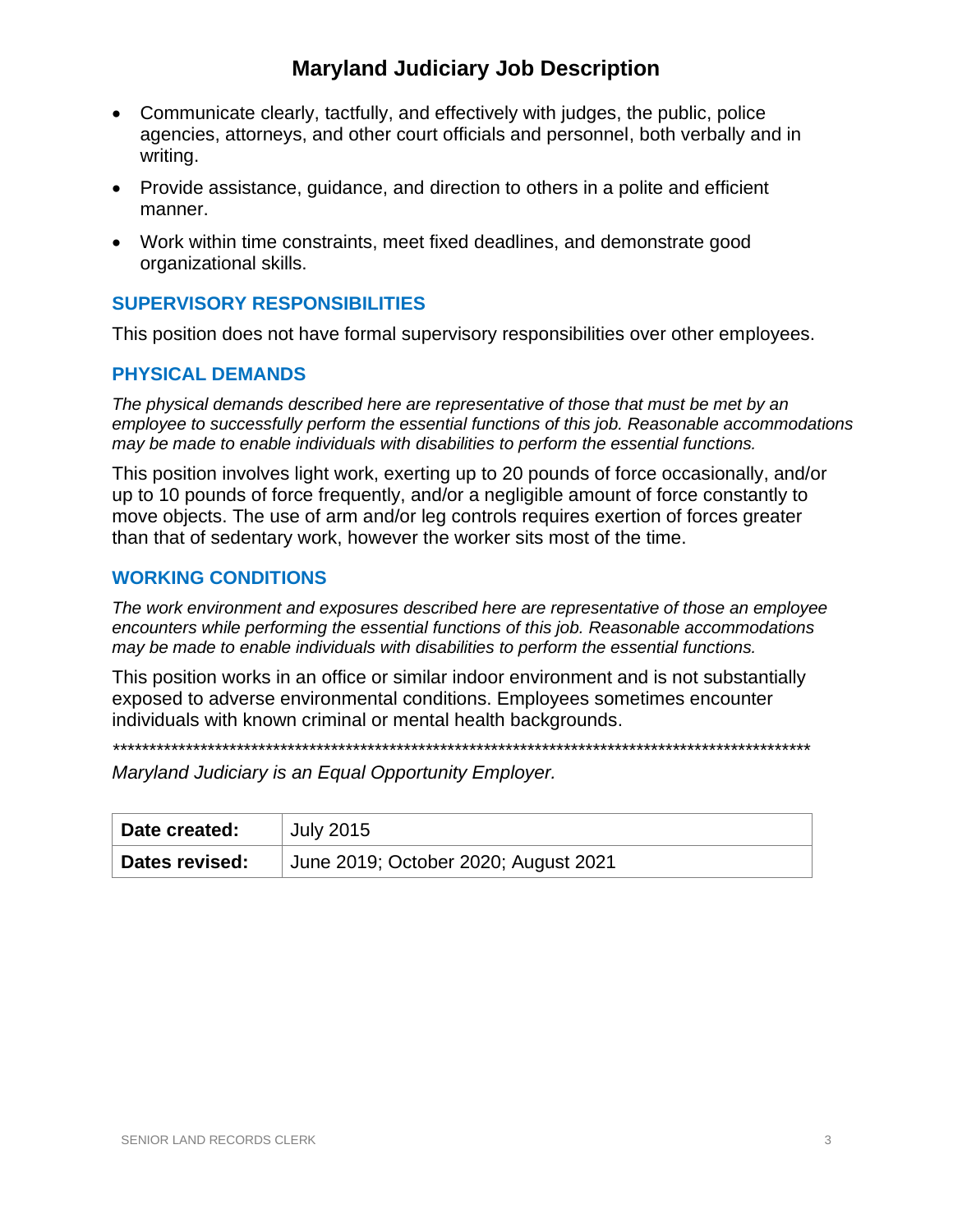- Communicate clearly, tactfully, and effectively with judges, the public, police agencies, attorneys, and other court officials and personnel, both verbally and in writing.
- Provide assistance, guidance, and direction to others in a polite and efficient manner.
- Work within time constraints, meet fixed deadlines, and demonstrate good organizational skills.

## SUPERVISORY RESPONSIBILITIES

This position does not have formal supervisory responsibilities over other employees.

## PHYSICAL DEMANDS

*The physical demands described here are representative of those that must be met by an employee to successfully perform the essential functions of this job. Reasonable accommodations may be made to enable individuals with disabilities to perform the essential functions.*

This position involves light work, exerting up to 20 pounds of force occasionally, and/or up to 10 pounds of force frequently, and/or a negligible amount of force constantly to move objects. The use of arm and/or leg controls requires exertion of forces greater than that of sedentary work, however the worker sits most of the time.

## WORKING CONDITIONS

*The work environment and exposures described here are representative of those an employee encounters while performing the essential functions of this job. Reasonable accommodations may be made to enable individuals with disabilities to perform the essential functions.*

This position works in an office or similar indoor environment and is not substantially exposed to adverse environmental conditions. Employees sometimes encounter individuals with known criminal or mental health backgrounds.

****************************************************************************************************

*Maryland Judiciary is an Equal Opportunity Employer.*

| | |
|---|---|
| **Date created:** | July 2015 |
| **Dates revised:** | June 2019; October 2020; August 2021 |